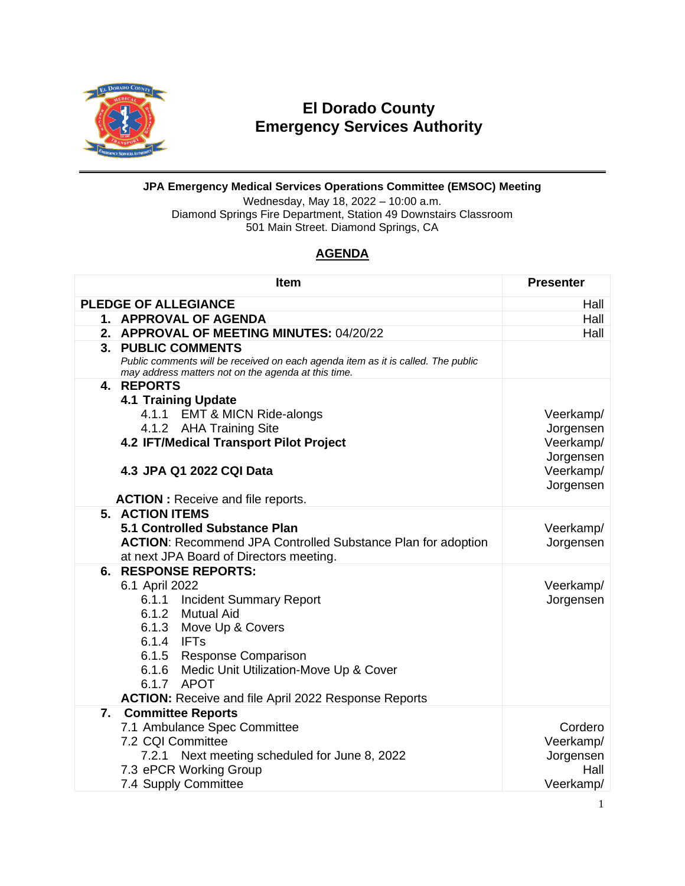# El Dorado County
# Emergency Services Authority

**JPA Emergency Medical Services Operations Committee (EMSOC) Meeting**

Wednesday, May 18, 2022 – 10:00 a.m.
Diamond Springs Fire Department, Station 49 Downstairs Classroom
501 Main Street. Diamond Springs, CA

## AGENDA

| Item | Presenter |
|---|---|
| **PLEDGE OF ALLEGIANCE** | Hall |
| **1. APPROVAL OF AGENDA** | Hall |
| **2. APPROVAL OF MEETING MINUTES:** 04/20/22 | Hall |
| **3. PUBLIC COMMENTS**<br>*Public comments will be received on each agenda item as it is called. The public may address matters not on the agenda at this time.* | |
| **4. REPORTS**<br>**4.1 Training Update**<br>4.1.1 EMT & MICN Ride-alongs<br>4.1.2 AHA Training Site<br>**4.2 IFT/Medical Transport Pilot Project**<br>**4.3 JPA Q1 2022 CQI Data**<br>**ACTION :** Receive and file reports. | Veerkamp/ Jorgensen<br>Veerkamp/ Jorgensen<br>Veerkamp/ Jorgensen |
| **5. ACTION ITEMS**<br>**5.1 Controlled Substance Plan**<br>**ACTION**: Recommend JPA Controlled Substance Plan for adoption at next JPA Board of Directors meeting. | Veerkamp/ Jorgensen |
| **6. RESPONSE REPORTS:**<br>6.1 April 2022<br>6.1.1 Incident Summary Report<br>6.1.2 Mutual Aid<br>6.1.3 Move Up & Covers<br>6.1.4 IFTs<br>6.1.5 Response Comparison<br>6.1.6 Medic Unit Utilization-Move Up & Cover<br>6.1.7 APOT<br>**ACTION:** Receive and file April 2022 Response Reports | Veerkamp/ Jorgensen |
| **7. Committee Reports**<br>7.1 Ambulance Spec Committee<br>7.2 CQI Committee<br>7.2.1 Next meeting scheduled for June 8, 2022<br>7.3 ePCR Working Group<br>7.4 Supply Committee | <br>Cordero<br>Veerkamp/ Jorgensen<br>Hall<br>Veerkamp/ |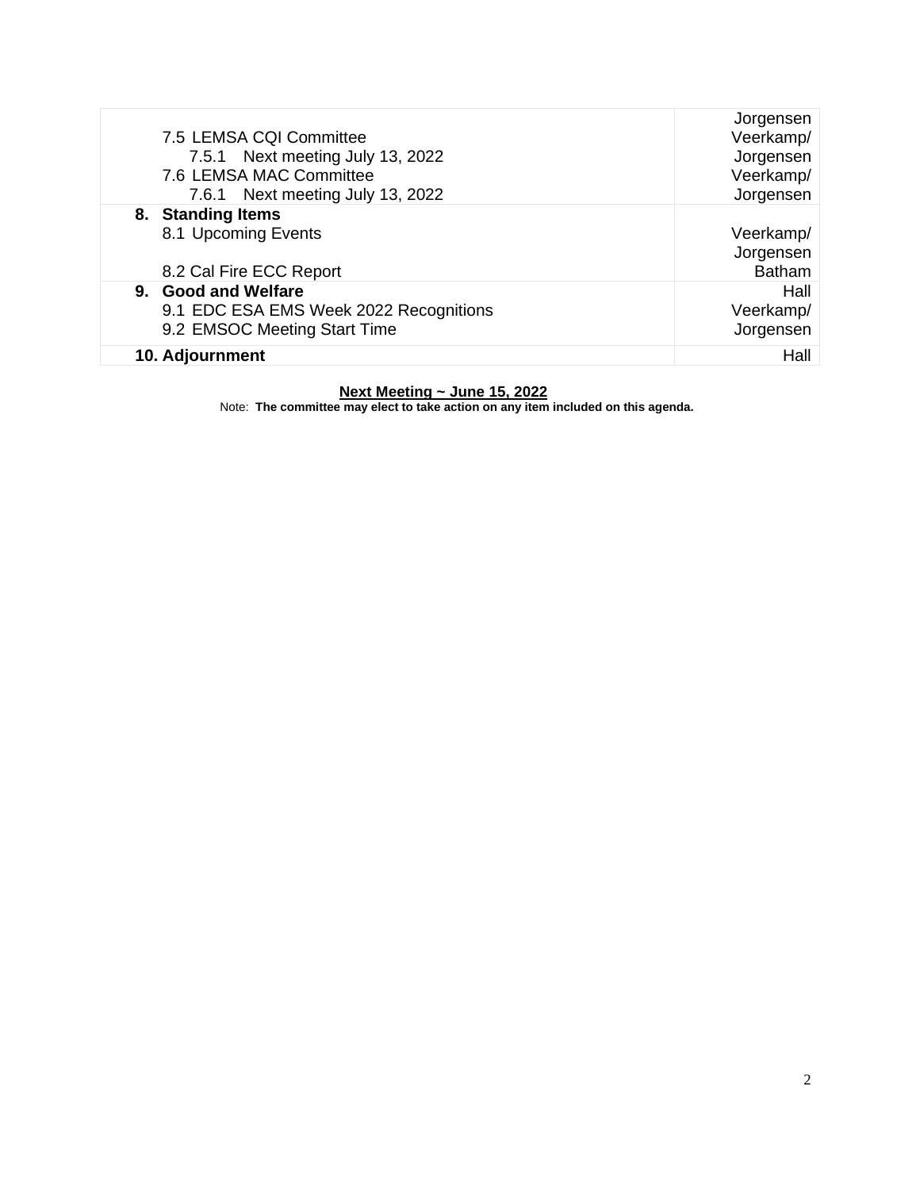| | |
|---|---|
| | Jorgensen |
| 7.5 LEMSA CQI Committee | Veerkamp/ |
| 7.5.1 Next meeting July 13, 2022 | Jorgensen |
| 7.6 LEMSA MAC Committee | Veerkamp/ |
| 7.6.1 Next meeting July 13, 2022 | Jorgensen |
| **8. Standing Items** | |
| 8.1 Upcoming Events | Veerkamp/ Jorgensen |
| 8.2 Cal Fire ECC Report | Batham |
| **9. Good and Welfare** | Hall |
| 9.1 EDC ESA EMS Week 2022 Recognitions | Veerkamp/ |
| 9.2 EMSOC Meeting Start Time | Jorgensen |
| **10. Adjournment** | Hall |

**Next Meeting ~ June 15, 2022**

Note: **The committee may elect to take action on any item included on this agenda.**